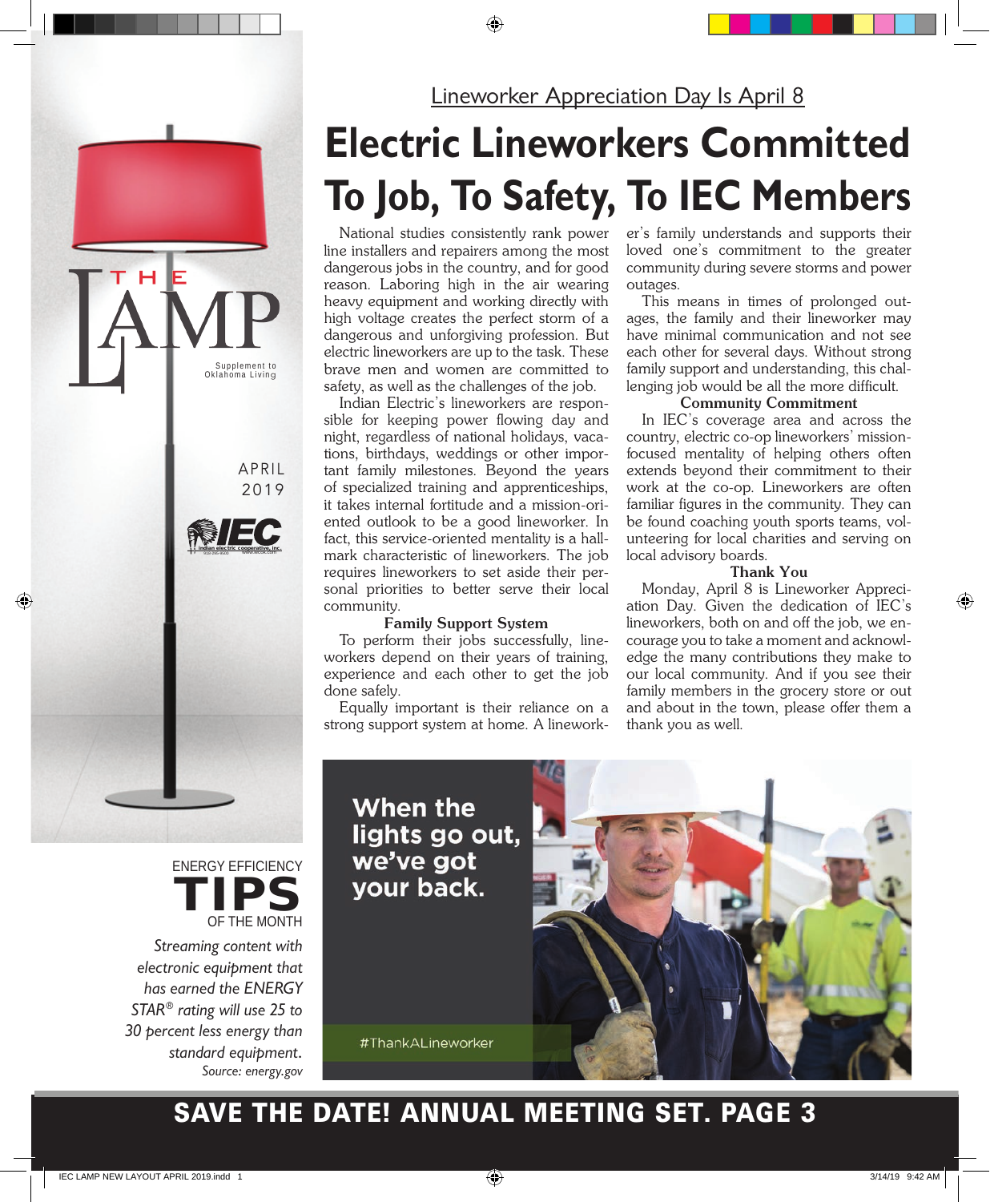# THE LAMP

Supplement to Oklahoma Living

APRIL 2019

IEC

Lineworker Appreciation Day Is April 8

# Electric Lineworkers Committed To Job, To Safety, To IEC Members

National studies consistently rank power line installers and repairers among the most dangerous jobs in the country, and for good reason. Laboring high in the air wearing heavy equipment and working directly with high voltage creates the perfect storm of a dangerous and unforgiving profession. But electric lineworkers are up to the task. These brave men and women are committed to safety, as well as the challenges of the job.

Indian Electric's lineworkers are responsible for keeping power flowing day and night, regardless of national holidays, vacations, birthdays, weddings or other important family milestones. Beyond the years of specialized training and apprenticeships, it takes internal fortitude and a mission-oriented outlook to be a good lineworker. In fact, this service-oriented mentality is a hallmark characteristic of lineworkers. The job requires lineworkers to set aside their personal priorities to better serve their local community.

### Family Support System

To perform their jobs successfully, lineworkers depend on their years of training, experience and each other to get the job done safely.

Equally important is their reliance on a strong support system at home. A lineworker's family understands and supports their loved one's commitment to the greater community during severe storms and power outages.

This means in times of prolonged outages, the family and their lineworker may have minimal communication and not see each other for several days. Without strong family support and understanding, this challenging job would be all the more difficult.

### Community Commitment

In IEC's coverage area and across the country, electric co-op lineworkers' mission-focused mentality of helping others often extends beyond their commitment to their work at the co-op. Lineworkers are often familiar figures in the community. They can be found coaching youth sports teams, volunteering for local charities and serving on local advisory boards.

### Thank You

Monday, April 8 is Lineworker Appreciation Day. Given the dedication of IEC's lineworkers, both on and off the job, we encourage you to take a moment and acknowledge the many contributions they make to our local community. And if you see their family members in the grocery store or out and about in the town, please offer them a thank you as well.

**When the lights go out, we've got your back.**

#ThankALineworker

## ENERGY EFFICIENCY TIPS OF THE MONTH

*Streaming content with electronic equipment that has earned the ENERGY STAR® rating will use 25 to 30 percent less energy than standard equipment.*

*Source: energy.gov*

**SAVE THE DATE! ANNUAL MEETING SET. PAGE 3**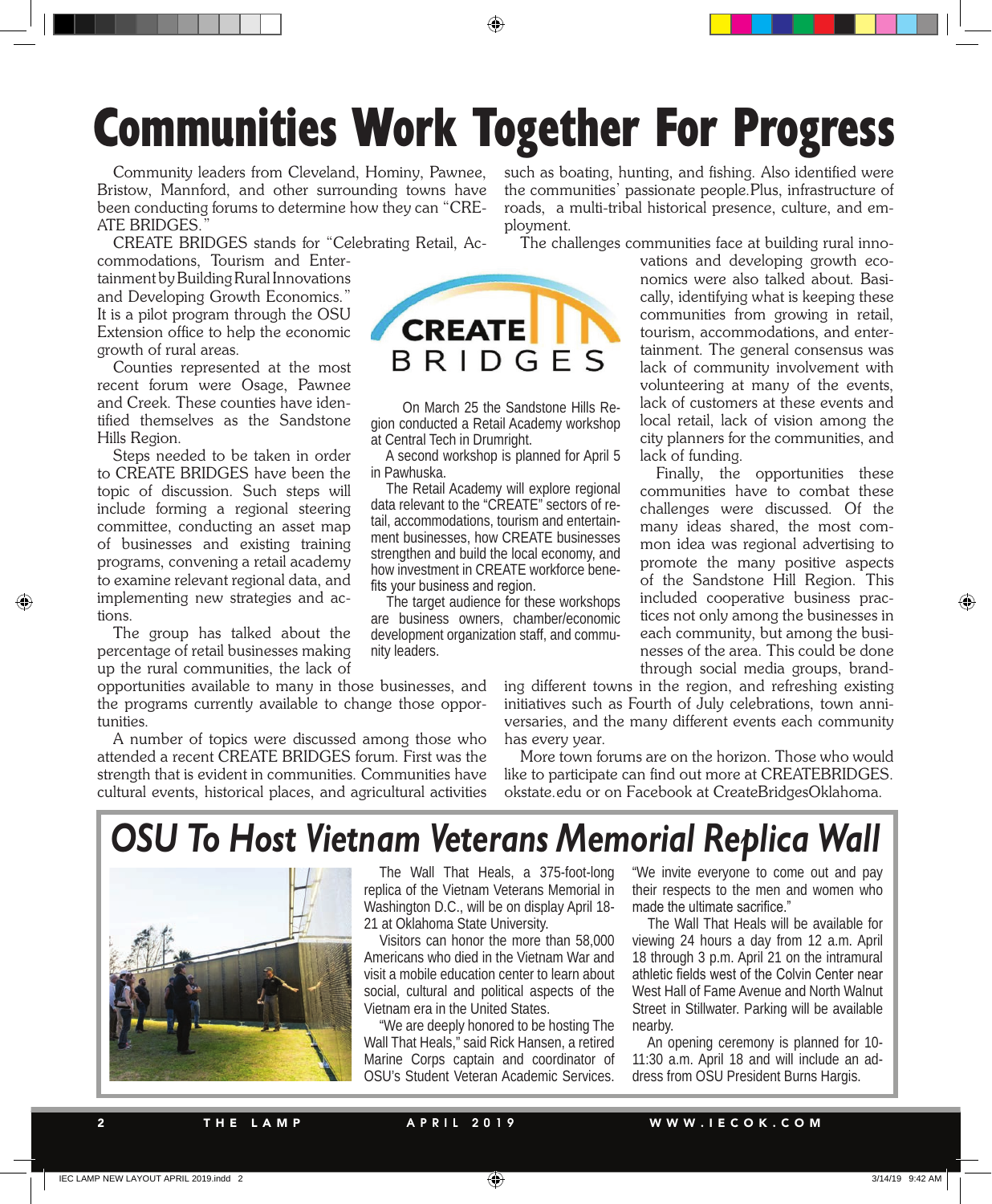# Communities Work Together For Progress

Community leaders from Cleveland, Hominy, Pawnee, Bristow, Mannford, and other surrounding towns have been conducting forums to determine how they can "CREATE BRIDGES."

CREATE BRIDGES stands for "Celebrating Retail, Accommodations, Tourism and Entertainment by Building Rural Innovations and Developing Growth Economics." It is a pilot program through the OSU Extension office to help the economic growth of rural areas.

Counties represented at the most recent forum were Osage, Pawnee and Creek. These counties have identified themselves as the Sandstone Hills Region.

Steps needed to be taken in order to CREATE BRIDGES have been the topic of discussion. Such steps will include forming a regional steering committee, conducting an asset map of businesses and existing training programs, convening a retail academy to examine relevant regional data, and implementing new strategies and actions.

The group has talked about the percentage of retail businesses making up the rural communities, the lack of opportunities available to many in those businesses, and the programs currently available to change those opportunities.

A number of topics were discussed among those who attended a recent CREATE BRIDGES forum. First was the strength that is evident in communities. Communities have cultural events, historical places, and agricultural activities such as boating, hunting, and fishing. Also identified were the communities' passionate people.Plus, infrastructure of roads, a multi-tribal historical presence, culture, and employment.

The challenges communities face at building rural innovations and developing growth economics were also talked about. Basically, identifying what is keeping these communities from growing in retail, tourism, accommodations, and entertainment. The general consensus was lack of community involvement with volunteering at many of the events, lack of customers at these events and local retail, lack of vision among the city planners for the communities, and lack of funding.

Finally, the opportunities these communities have to combat these challenges were discussed. Of the many ideas shared, the most common idea was regional advertising to promote the many positive aspects of the Sandstone Hill Region. This included cooperative business practices not only among the businesses in each community, but among the businesses of the area. This could be done through social media groups, branding different towns in the region, and refreshing existing initiatives such as Fourth of July celebrations, town anniversaries, and the many different events each community has every year.

More town forums are on the horizon. Those who would like to participate can find out more at CREATEBRIDGES.okstate.edu or on Facebook at CreateBridgesOklahoma.

CREATE BRIDGES

On March 25 the Sandstone Hills Region conducted a Retail Academy workshop at Central Tech in Drumright.

A second workshop is planned for April 5 in Pawhuska.

The Retail Academy will explore regional data relevant to the "CREATE" sectors of retail, accommodations, tourism and entertainment businesses, how CREATE businesses strengthen and build the local economy, and how investment in CREATE workforce benefits your business and region.

The target audience for these workshops are business owners, chamber/economic development organization staff, and community leaders.

# *OSU To Host Vietnam Veterans Memorial Replica Wall*

The Wall That Heals, a 375-foot-long replica of the Vietnam Veterans Memorial in Washington D.C., will be on display April 18-21 at Oklahoma State University.

Visitors can honor the more than 58,000 Americans who died in the Vietnam War and visit a mobile education center to learn about social, cultural and political aspects of the Vietnam era in the United States.

"We are deeply honored to be hosting The Wall That Heals," said Rick Hansen, a retired Marine Corps captain and coordinator of OSU's Student Veteran Academic Services. "We invite everyone to come out and pay their respects to the men and women who made the ultimate sacrifice."

The Wall That Heals will be available for viewing 24 hours a day from 12 a.m. April 18 through 3 p.m. April 21 on the intramural athletic fields west of the Colvin Center near West Hall of Fame Avenue and North Walnut Street in Stillwater. Parking will be available nearby.

An opening ceremony is planned for 10-11:30 a.m. April 18 and will include an address from OSU President Burns Hargis.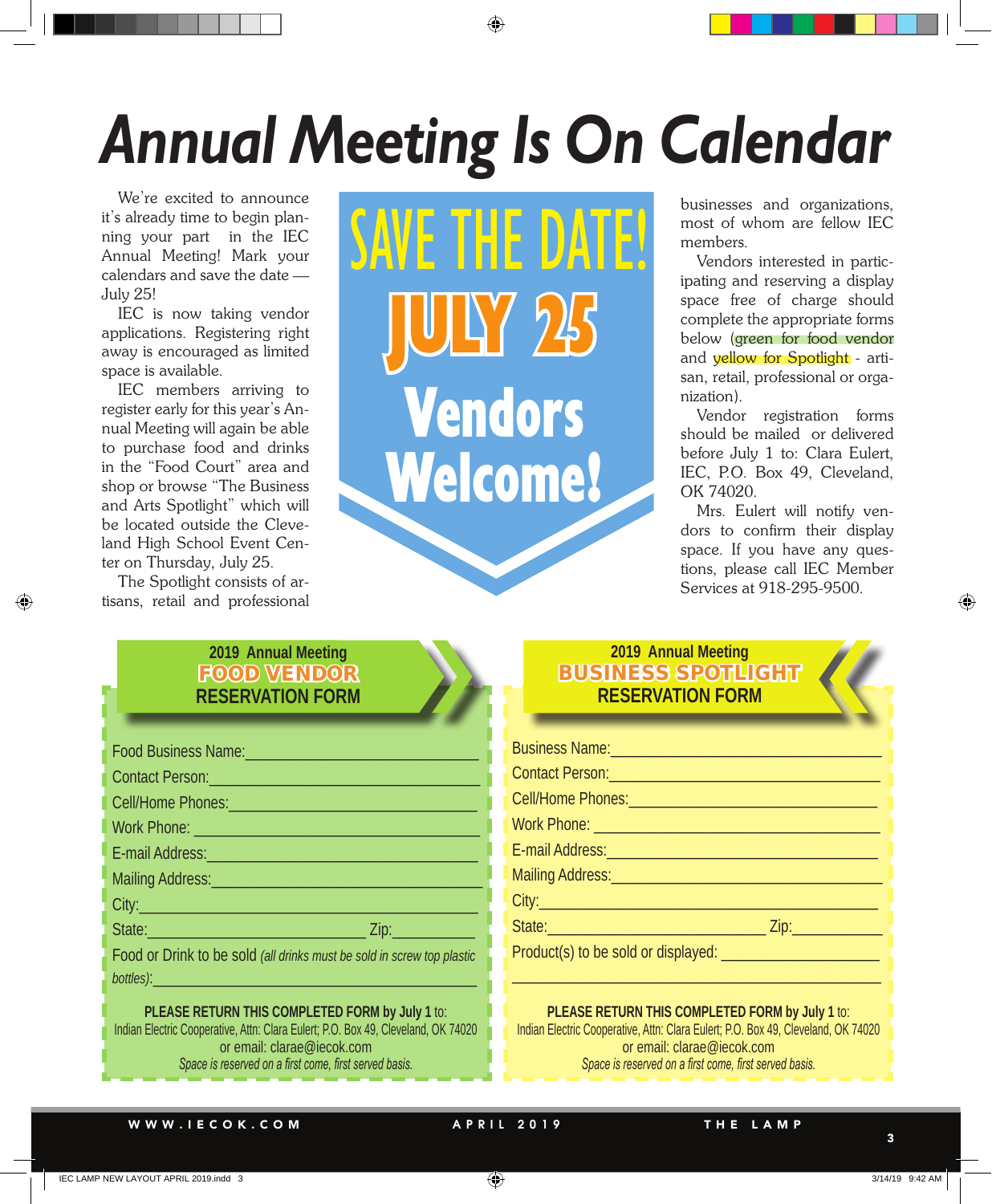# Annual Meeting Is On Calendar

We're excited to announce it's already time to begin planning your part in the IEC Annual Meeting! Mark your calendars and save the date — July 25!

IEC is now taking vendor applications. Registering right away is encouraged as limited space is available.

IEC members arriving to register early for this year's Annual Meeting will again be able to purchase food and drinks in the "Food Court" area and shop or browse "The Business and Arts Spotlight" which will be located outside the Cleveland High School Event Center on Thursday, July 25.

The Spotlight consists of artisans, retail and professional businesses and organizations, most of whom are fellow IEC members.

Vendors interested in participating and reserving a display space free of charge should complete the appropriate forms below (green for food vendor and yellow for Spotlight - artisan, retail, professional or organization).

Vendor registration forms should be mailed or delivered before July 1 to: Clara Eulert, IEC, P.O. Box 49, Cleveland, OK 74020.

Mrs. Eulert will notify vendors to confirm their display space. If you have any questions, please call IEC Member Services at 918-295-9500.

**SAVE THE DATE!**

**JULY 25**

**Vendors Welcome!**

---

### 2019 Annual Meeting **FOOD VENDOR** RESERVATION FORM

Food Business Name:______________________________

Contact Person:______________________________

Cell/Home Phones:______________________________

Work Phone: ______________________________

E-mail Address:______________________________

Mailing Address:______________________________

City:______________________________

State:______________________ Zip:__________

Food or Drink to be sold *(all drinks must be sold in screw top plastic bottles)*:______________________________

**PLEASE RETURN THIS COMPLETED FORM by July 1** to:
Indian Electric Cooperative, Attn: Clara Eulert; P.O. Box 49, Cleveland, OK 74020
or email: clarae@iecok.com
*Space is reserved on a first come, first served basis.*

---

### 2019 Annual Meeting **BUSINESS SPOTLIGHT** RESERVATION FORM

Business Name:______________________________

Contact Person:______________________________

Cell/Home Phones:______________________________

Work Phone: ______________________________

E-mail Address:______________________________

Mailing Address:______________________________

City:______________________________

State:______________________ Zip:__________

Product(s) to be sold or displayed: ______________________________

______________________________

**PLEASE RETURN THIS COMPLETED FORM by July 1** to:
Indian Electric Cooperative, Attn: Clara Eulert; P.O. Box 49, Cleveland, OK 74020
or email: clarae@iecok.com
*Space is reserved on a first come, first served basis.*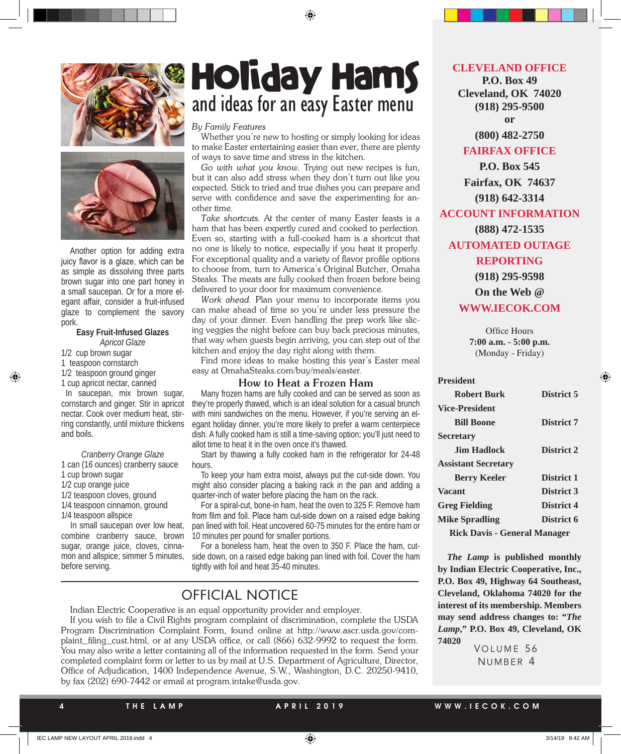# Holiday Hams

## and ideas for an easy Easter menu

*By Family Features*

Whether you're new to hosting or simply looking for ideas to make Easter entertaining easier than ever, there are plenty of ways to save time and stress in the kitchen.

*Go with what you know.* Trying out new recipes is fun, but it can also add stress when they don't turn out like you expected. Stick to tried and true dishes you can prepare and serve with confidence and save the experimenting for another time.

*Take shortcuts.* At the center of many Easter feasts is a ham that has been expertly cured and cooked to perfection. Even so, starting with a full-cooked ham is a shortcut that no one is likely to notice, especially if you heat it properly. For exceptional quality and a variety of flavor profile options to choose from, turn to America's Original Butcher, Omaha Steaks. The meats are fully cooked then frozen before being delivered to your door for maximum convenience.

*Work ahead.* Plan your menu to incorporate items you can make ahead of time so you're under less pressure the day of your dinner. Even handling the prep work like slicing veggies the night before can buy back precious minutes, that way when guests begin arriving, you can step out of the kitchen and enjoy the day right along with them.

Find more ideas to make hosting this year's Easter meal easy at OmahaSteaks.com/buy/meals/easter.

### How to Heat a Frozen Ham

Many frozen hams are fully cooked and can be served as soon as they're properly thawed, which is an ideal solution for a casual brunch with mini sandwiches on the menu. However, if you're serving an elegant holiday dinner, you're more likely to prefer a warm centerpiece dish. A fully cooked ham is still a time-saving option; you'll just need to allot time to heat it in the oven once it's thawed.

Start by thawing a fully cooked ham in the refrigerator for 24-48 hours.

To keep your ham extra moist, always put the cut-side down. You might also consider placing a baking rack in the pan and adding a quarter-inch of water before placing the ham on the rack.

For a spiral-cut, bone-in ham, heat the oven to 325 F. Remove ham from film and foil. Place ham cut-side down on a raised edge baking pan lined with foil. Heat uncovered 60-75 minutes for the entire ham or 10 minutes per pound for smaller portions.

For a boneless ham, heat the oven to 350 F. Place the ham, cut-side down, on a raised edge baking pan lined with foil. Cover the ham tightly with foil and heat 35-40 minutes.

Another option for adding extra juicy flavor is a glaze, which can be as simple as dissolving three parts brown sugar into one part honey in a small saucepan. Or for a more elegant affair, consider a fruit-infused glaze to complement the savory pork.

### Easy Fruit-Infused Glazes

*Apricot Glaze*

1/2 cup brown sugar
1 teaspoon cornstarch
1/2 teaspoon ground ginger
1 cup apricot nectar, canned

In saucepan, mix brown sugar, cornstarch and ginger. Stir in apricot nectar. Cook over medium heat, stirring constantly, until mixture thickens and boils.

*Cranberry Orange Glaze*

1 can (16 ounces) cranberry sauce
1 cup brown sugar
1/2 cup orange juice
1/2 teaspoon cloves, ground
1/4 teaspoon cinnamon, ground
1/4 teaspoon allspice

In small saucepan over low heat, combine cranberry sauce, brown sugar, orange juice, cloves, cinnamon and allspice; simmer 5 minutes, before serving.

## OFFICIAL NOTICE

Indian Electric Cooperative is an equal opportunity provider and employer.

If you wish to file a Civil Rights program complaint of discrimination, complete the USDA Program Discrimination Complaint Form, found online at http://www.ascr.usda.gov/complaint_filing_cust.html, or at any USDA office, or call (866) 632-9992 to request the form. You may also write a letter containing all of the information requested in the form. Send your completed complaint form or letter to us by mail at U.S. Department of Agriculture, Director, Office of Adjudication, 1400 Independence Avenue, S.W., Washington, D.C. 20250-9410, by fax (202) 690-7442 or email at program.intake@usda.gov.

---

**CLEVELAND OFFICE**
**P.O. Box 49**
**Cleveland, OK 74020**
**(918) 295-9500**
**or**
**(800) 482-2750**

**FAIRFAX OFFICE**
**P.O. Box 545**
**Fairfax, OK 74637**
**(918) 642-3314**

**ACCOUNT INFORMATION**
**(888) 472-1535**

**AUTOMATED OUTAGE REPORTING**
**(918) 295-9598**

**On the Web @**
**WWW.IECOK.COM**

Office Hours
**7:00 a.m. - 5:00 p.m.**
(Monday - Friday)

| | |
|---|---|
| **President** | |
| **Robert Burk** | **District 5** |
| **Vice-President** | |
| **Bill Boone** | **District 7** |
| **Secretary** | |
| **Jim Hadlock** | **District 2** |
| **Assistant Secretary** | |
| **Berry Keeler** | **District 1** |
| **Vacant** | **District 3** |
| **Greg Fielding** | **District 4** |
| **Mike Spradling** | **District 6** |

**Rick Davis - General Manager**

***The Lamp* is published monthly by Indian Electric Cooperative, Inc., P.O. Box 49, Highway 64 Southeast, Cleveland, Oklahoma 74020 for the interest of its membership. Members may send address changes to: "*The Lamp*," P.O. Box 49, Cleveland, OK 74020**

VOLUME 56
NUMBER 4